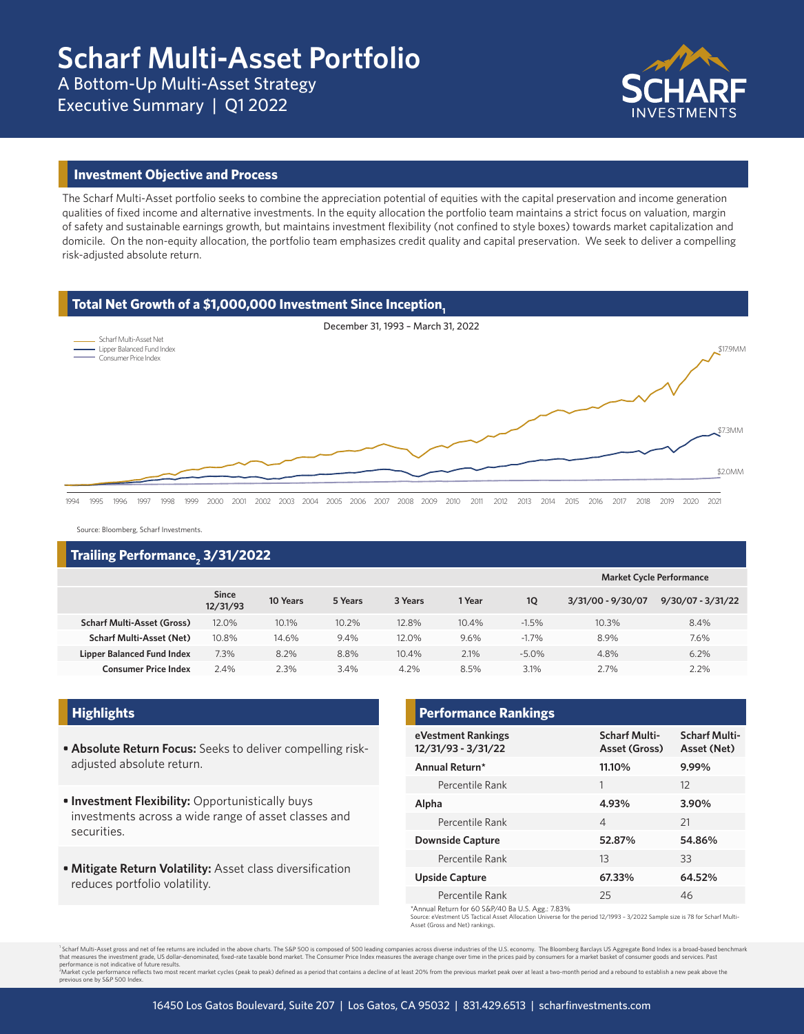# Scharf Multi-Asset Portfolio

A Bottom-Up Multi-Asset Strategy

Executive Summary | Q1 2022

SCHARF INVESTMENTS

## Investment Objective and Process

The Scharf Multi-Asset portfolio seeks to combine the appreciation potential of equities with the capital preservation and income generation qualities of fixed income and alternative investments. In the equity allocation the portfolio team maintains a strict focus on valuation, margin of safety and sustainable earnings growth, but maintains investment flexibility (not confined to style boxes) towards market capitalization and domicile. On the non-equity allocation, the portfolio team emphasizes credit quality and capital preservation. We seek to deliver a compelling risk-adjusted absolute return.

## Total Net Growth of a $1,000,000 Investment Since Inception[1]

December 31, 1993 – March 31, 2022

Legend: Scharf Multi-Asset Net; Lipper Balanced Fund Index; Consumer Price Index

Ending values: $17.9MM; $7.3MM; $2.0MM

1994 1995 1996 1997 1998 1999 2000 2001 2002 2003 2004 2005 2006 2007 2008 2009 2010 2011 2012 2013 2014 2015 2016 2017 2018 2019 2020 2021

Source: Bloomberg, Scharf Investments.

## Trailing Performance[2] 3/31/2022

| | | | | | | | Market Cycle Performance | |
|---|---|---|---|---|---|---|---|---|
| | Since 12/31/93 | 10 Years | 5 Years | 3 Years | 1 Year | 1Q | 3/31/00 - 9/30/07 | 9/30/07 - 3/31/22 |
| **Scharf Multi-Asset (Gross)** | 12.0% | 10.1% | 10.2% | 12.8% | 10.4% | -1.5% | 10.3% | 8.4% |
| **Scharf Multi-Asset (Net)** | 10.8% | 14.6% | 9.4% | 12.0% | 9.6% | -1.7% | 8.9% | 7.6% |
| **Lipper Balanced Fund Index** | 7.3% | 8.2% | 8.8% | 10.4% | 2.1% | -5.0% | 4.8% | 6.2% |
| **Consumer Price Index** | 2.4% | 2.3% | 3.4% | 4.2% | 8.5% | 3.1% | 2.7% | 2.2% |

## Highlights

- **Absolute Return Focus:** Seeks to deliver compelling risk-adjusted absolute return.
- **Investment Flexibility:** Opportunistically buys investments across a wide range of asset classes and securities.
- **Mitigate Return Volatility:** Asset class diversification reduces portfolio volatility.

## Performance Rankings

| eVestment Rankings 12/31/93 - 3/31/22 | Scharf Multi-Asset (Gross) | Scharf Multi-Asset (Net) |
|---|---|---|
| **Annual Return*** | **11.10%** | **9.99%** |
| Percentile Rank | 1 | 12 |
| **Alpha** | **4.93%** | **3.90%** |
| Percentile Rank | 4 | 21 |
| **Downside Capture** | **52.87%** | **54.86%** |
| Percentile Rank | 13 | 33 |
| **Upside Capture** | **67.33%** | **64.52%** |
| Percentile Rank | 25 | 46 |

*Annual Return for 60 S&P/40 Ba U.S. Agg.: 7.83%

Source: eVestment US Tactical Asset Allocation Universe for the period 12/1993 – 3/2022 Sample size is 78 for Scharf Multi-Asset (Gross and Net) rankings.

[1]Scharf Multi-Asset gross and net of fee returns are included in the above charts. The S&P 500 is composed of 500 leading companies across diverse industries of the U.S. economy. The Bloomberg Barclays US Aggregate Bond Index is a broad-based benchmark that measures the investment grade, US dollar-denominated, fixed-rate taxable bond market. The Consumer Price Index measures the average change over time in the prices paid by consumers for a market basket of consumer goods and services. Past performance is not indicative of future results.

[2]Market cycle performance reflects two most recent market cycles (peak to peak) defined as a period that contains a decline of at least 20% from the previous market peak over at least a two-month period and a rebound to establish a new peak above the previous one by S&P 500 Index.

16450 Los Gatos Boulevard, Suite 207 | Los Gatos, CA 95032 | 831.429.6513 | scharfinvestments.com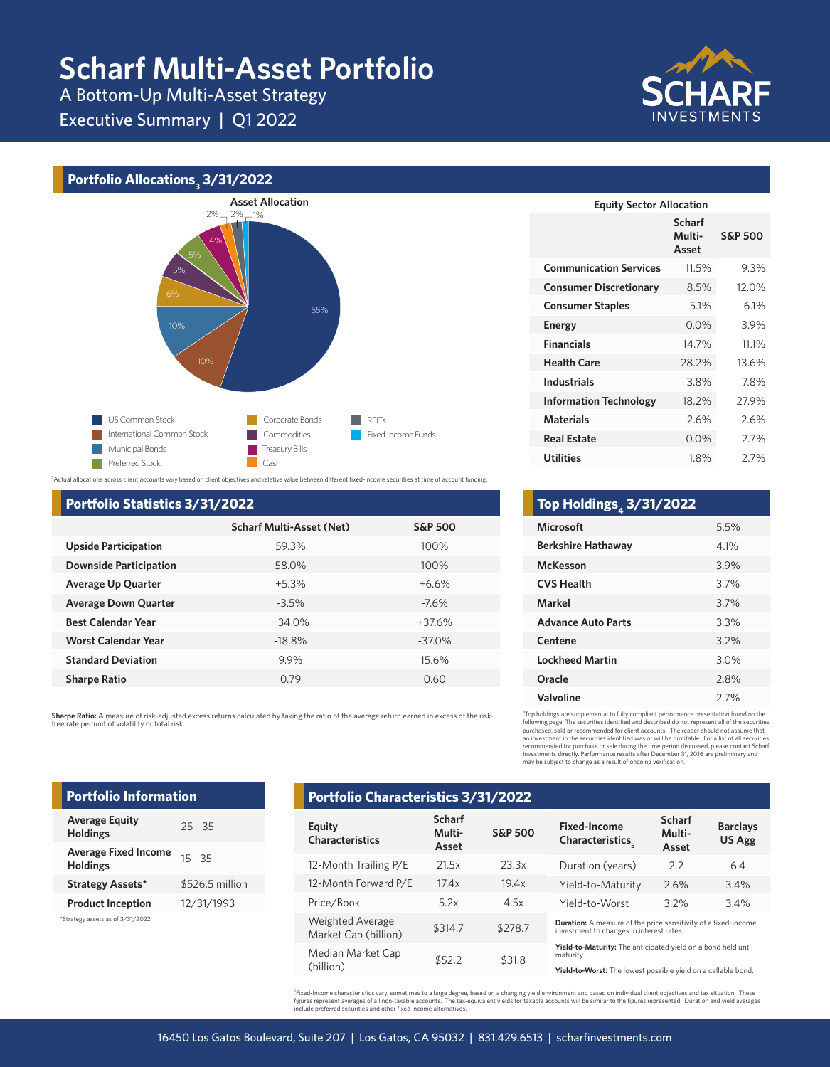# Scharf Multi-Asset Portfolio

A Bottom-Up Multi-Asset Strategy

Executive Summary | Q1 2022

## Portfolio Allocations[3] 3/31/2022

**Asset Allocation**

- US Common Stock: 55%
- International Common Stock: 10%
- Municipal Bonds: 10%
- Corporate Bonds: 6%
- Commodities: 5%
- Preferred Stock: 5%
- Treasury Bills: 4%
- Cash: 2%
- REITs: 2%
- Fixed Income Funds: 1%

[3]Actual allocations across client accounts vary based on client objectives and relative value between different fixed-income securities at time of account funding.

**Equity Sector Allocation**

| | Scharf Multi-Asset | S&P 500 |
|---|---|---|
| **Communication Services** | 11.5% | 9.3% |
| **Consumer Discretionary** | 8.5% | 12.0% |
| **Consumer Staples** | 5.1% | 6.1% |
| **Energy** | 0.0% | 3.9% |
| **Financials** | 14.7% | 11.1% |
| **Health Care** | 28.2% | 13.6% |
| **Industrials** | 3.8% | 7.8% |
| **Information Technology** | 18.2% | 27.9% |
| **Materials** | 2.6% | 2.6% |
| **Real Estate** | 0.0% | 2.7% |
| **Utilities** | 1.8% | 2.7% |

## Portfolio Statistics 3/31/2022

| | Scharf Multi-Asset (Net) | S&P 500 |
|---|---|---|
| **Upside Participation** | 59.3% | 100% |
| **Downside Participation** | 58.0% | 100% |
| **Average Up Quarter** | +5.3% | +6.6% |
| **Average Down Quarter** | -3.5% | -7.6% |
| **Best Calendar Year** | +34.0% | +37.6% |
| **Worst Calendar Year** | -18.8% | -37.0% |
| **Standard Deviation** | 9.9% | 15.6% |
| **Sharpe Ratio** | 0.79 | 0.60 |

**Sharpe Ratio:** A measure of risk-adjusted excess returns calculated by taking the ratio of the average return earned in excess of the risk-free rate per unit of volatility or total risk.

## Top Holdings[4] 3/31/2022

| | |
|---|---|
| **Microsoft** | 5.5% |
| **Berkshire Hathaway** | 4.1% |
| **McKesson** | 3.9% |
| **CVS Health** | 3.7% |
| **Markel** | 3.7% |
| **Advance Auto Parts** | 3.3% |
| **Centene** | 3.2% |
| **Lockheed Martin** | 3.0% |
| **Oracle** | 2.8% |
| **Valvoline** | 2.7% |

[4]Top holdings are supplemental to fully compliant performance presentation found on the following page. The securities identified and described do not represent all of the securities purchased, sold or recommended for client accounts. The reader should not assume that an investment in the securities identified was or will be profitable. For a list of all securities recommended for purchase or sale during the time period discussed, please contact Scharf Investments directly. Performance results after December 31, 2016 are preliminary and may be subject to change as a result of ongoing verification.

## Portfolio Information

| | |
|---|---|
| **Average Equity Holdings** | 25 - 35 |
| **Average Fixed Income Holdings** | 15 - 35 |
| **Strategy Assets*** | $526.5 million |
| **Product Inception** | 12/31/1993 |

*Strategy assets as of 3/31/2022

## Portfolio Characteristics 3/31/2022

| Equity Characteristics | Scharf Multi-Asset | S&P 500 |
|---|---|---|
| 12-Month Trailing P/E | 21.5x | 23.3x |
| 12-Month Forward P/E | 17.4x | 19.4x |
| Price/Book | 5.2x | 4.5x |
| Weighted Average Market Cap (billion) | $314.7 | $278.7 |
| Median Market Cap (billion) | $52.2 | $31.8 |

| Fixed-Income Characteristics[5] | Scharf Multi-Asset | Barclays US Agg |
|---|---|---|
| Duration (years) | 2.2 | 6.4 |
| Yield-to-Maturity | 2.6% | 3.4% |
| Yield-to-Worst | 3.2% | 3.4% |

**Duration:** A measure of the price sensitivity of a fixed-income investment to changes in interest rates.

**Yield-to-Maturity:** The anticipated yield on a bond held until maturity.

**Yield-to-Worst:** The lowest possible yield on a callable bond.

[5]Fixed-Income characteristics vary, sometimes to a large degree, based on a changing yield environment and based on individual client objectives and tax situation. These figures represent averages of all non-taxable accounts. The tax-equivalent yields for taxable accounts will be similar to the figures represented. Duration and yield averages include preferred securities and other fixed income alternatives.

16450 Los Gatos Boulevard, Suite 207 | Los Gatos, CA 95032 | 831.429.6513 | scharfinvestments.com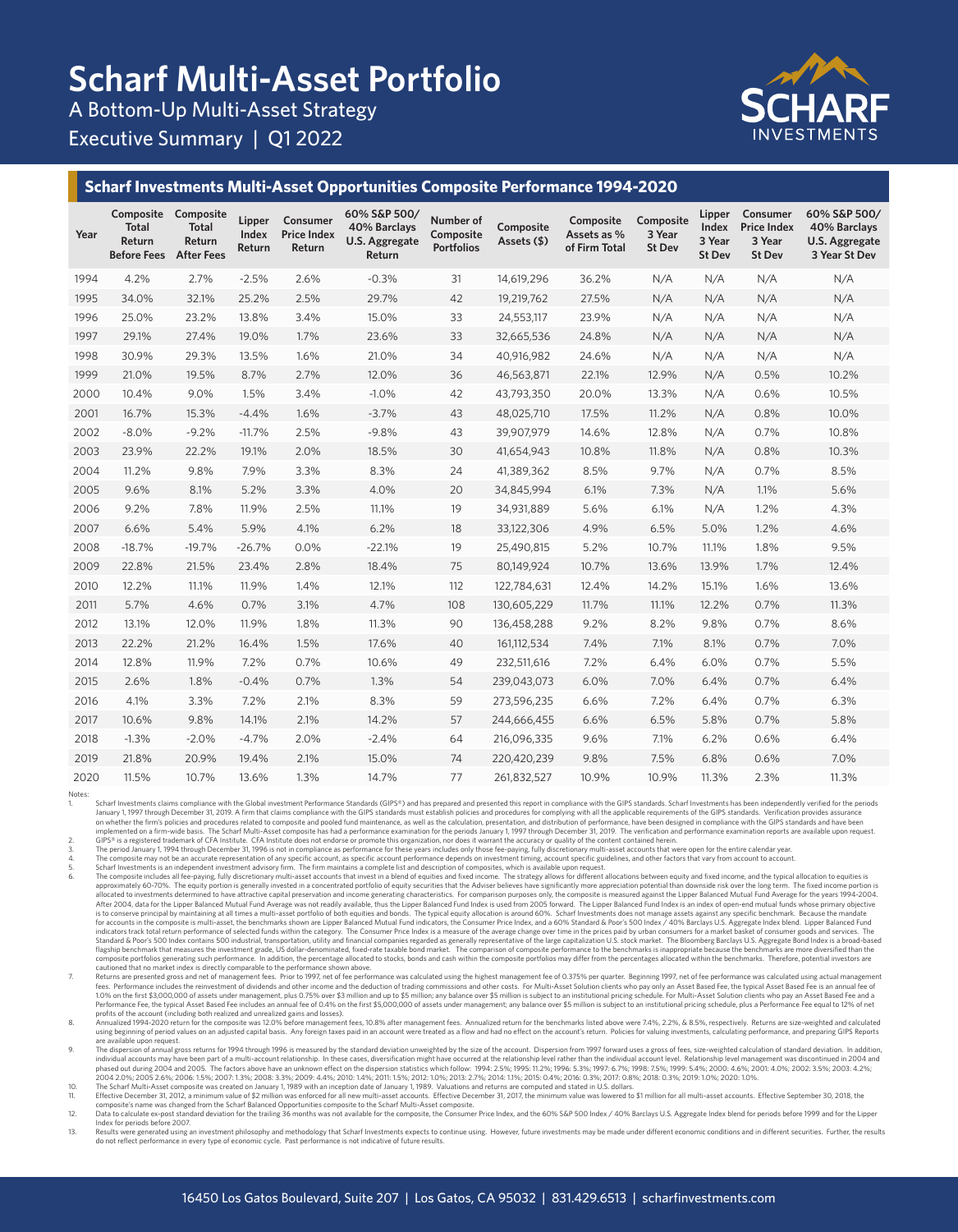# Scharf Multi-Asset Portfolio

A Bottom-Up Multi-Asset Strategy

Executive Summary | Q1 2022

## Scharf Investments Multi-Asset Opportunities Composite Performance 1994-2020

| Year | Composite Total Return Before Fees | Composite Total Return After Fees | Lipper Index Return | Consumer Price Index Return | 60% S&P 500/ 40% Barclays U.S. Aggregate Return | Number of Composite Portfolios | Composite Assets ($) | Composite Assets as % of Firm Total | Composite 3 Year St Dev | Lipper Index 3 Year St Dev | Consumer Price Index 3 Year St Dev | 60% S&P 500/ 40% Barclays U.S. Aggregate 3 Year St Dev |
|---|---|---|---|---|---|---|---|---|---|---|---|---|
| 1994 | 4.2% | 2.7% | -2.5% | 2.6% | -0.3% | 31 | 14,619,296 | 36.2% | N/A | N/A | N/A | N/A |
| 1995 | 34.0% | 32.1% | 25.2% | 2.5% | 29.7% | 42 | 19,219,762 | 27.5% | N/A | N/A | N/A | N/A |
| 1996 | 25.0% | 23.2% | 13.8% | 3.4% | 15.0% | 33 | 24,553,117 | 23.9% | N/A | N/A | N/A | N/A |
| 1997 | 29.1% | 27.4% | 19.0% | 1.7% | 23.6% | 33 | 32,665,536 | 24.8% | N/A | N/A | N/A | N/A |
| 1998 | 30.9% | 29.3% | 13.5% | 1.6% | 21.0% | 34 | 40,916,982 | 24.6% | N/A | N/A | N/A | N/A |
| 1999 | 21.0% | 19.5% | 8.7% | 2.7% | 12.0% | 36 | 46,563,871 | 22.1% | 12.9% | N/A | 0.5% | 10.2% |
| 2000 | 10.4% | 9.0% | 1.5% | 3.4% | -1.0% | 42 | 43,793,350 | 20.0% | 13.3% | N/A | 0.6% | 10.5% |
| 2001 | 16.7% | 15.3% | -4.4% | 1.6% | -3.7% | 43 | 48,025,710 | 17.5% | 11.2% | N/A | 0.8% | 10.0% |
| 2002 | -8.0% | -9.2% | -11.7% | 2.5% | -9.8% | 43 | 39,907,979 | 14.6% | 12.8% | N/A | 0.7% | 10.8% |
| 2003 | 23.9% | 22.2% | 19.1% | 2.0% | 18.5% | 30 | 41,654,943 | 10.8% | 11.8% | N/A | 0.8% | 10.3% |
| 2004 | 11.2% | 9.8% | 7.9% | 3.3% | 8.3% | 24 | 41,389,362 | 8.5% | 9.7% | N/A | 0.7% | 8.5% |
| 2005 | 9.6% | 8.1% | 5.2% | 3.3% | 4.0% | 20 | 34,845,994 | 6.1% | 7.3% | N/A | 1.1% | 5.6% |
| 2006 | 9.2% | 7.8% | 11.9% | 2.5% | 11.1% | 19 | 34,931,889 | 5.6% | 6.1% | N/A | 1.2% | 4.3% |
| 2007 | 6.6% | 5.4% | 5.9% | 4.1% | 6.2% | 18 | 33,122,306 | 4.9% | 6.5% | 5.0% | 1.2% | 4.6% |
| 2008 | -18.7% | -19.7% | -26.7% | 0.0% | -22.1% | 19 | 25,490,815 | 5.2% | 10.7% | 11.1% | 1.8% | 9.5% |
| 2009 | 22.8% | 21.5% | 23.4% | 2.8% | 18.4% | 75 | 80,149,924 | 10.7% | 13.6% | 13.9% | 1.7% | 12.4% |
| 2010 | 12.2% | 11.1% | 11.9% | 1.4% | 12.1% | 112 | 122,784,631 | 12.4% | 14.2% | 15.1% | 1.6% | 13.6% |
| 2011 | 5.7% | 4.6% | 0.7% | 3.1% | 4.7% | 108 | 130,605,229 | 11.7% | 11.1% | 12.2% | 0.7% | 11.3% |
| 2012 | 13.1% | 12.0% | 11.9% | 1.8% | 11.3% | 90 | 136,458,288 | 9.2% | 8.2% | 9.8% | 0.7% | 8.6% |
| 2013 | 22.2% | 21.2% | 16.4% | 1.5% | 17.6% | 40 | 161,112,534 | 7.4% | 7.1% | 8.1% | 0.7% | 7.0% |
| 2014 | 12.8% | 11.9% | 7.2% | 0.7% | 10.6% | 49 | 232,511,616 | 7.2% | 6.4% | 6.0% | 0.7% | 5.5% |
| 2015 | 2.6% | 1.8% | -0.4% | 0.7% | 1.3% | 54 | 239,043,073 | 6.0% | 7.0% | 6.4% | 0.7% | 6.4% |
| 2016 | 4.1% | 3.3% | 7.2% | 2.1% | 8.3% | 59 | 273,596,235 | 6.6% | 7.2% | 6.4% | 0.7% | 6.3% |
| 2017 | 10.6% | 9.8% | 14.1% | 2.1% | 14.2% | 57 | 244,666,455 | 6.6% | 6.5% | 5.8% | 0.7% | 5.8% |
| 2018 | -1.3% | -2.0% | -4.7% | 2.0% | -2.4% | 64 | 216,096,335 | 9.6% | 7.1% | 6.2% | 0.6% | 6.4% |
| 2019 | 21.8% | 20.9% | 19.4% | 2.1% | 15.0% | 74 | 220,420,239 | 9.8% | 7.5% | 6.8% | 0.6% | 7.0% |
| 2020 | 11.5% | 10.7% | 13.6% | 1.3% | 14.7% | 77 | 261,832,527 | 10.9% | 10.9% | 11.3% | 2.3% | 11.3% |

Notes:

1. Scharf Investments claims compliance with the Global investment Performance Standards (GIPS®) and has prepared and presented this report in compliance with the GIPS standards. Scharf Investments has been independently verified for the periods January 1, 1997 through December 31, 2019. A firm that claims compliance with the GIPS standards must establish policies and procedures for complying with all the applicable requirements of the GIPS standards. Verification provides assurance on whether the firm's policies and procedures related to composite and pooled fund maintenance, as well as the calculation, presentation, and distribution of performance, have been designed in compliance with the GIPS standards and have been implemented on a firm-wide basis. The Scharf Multi-Asset composite has had a performance examination for the periods January 1, 1997 through December 31, 2019. The verification and performance examination reports are available upon request.
2. GIPS® is a registered trademark of CFA Institute. CFA Institute does not endorse or promote this organization, nor does it warrant the accuracy or quality of the content contained herein.
3. The period January 1, 1994 through December 31, 1996 is not in compliance as performance for these years includes only those fee-paying, fully discretionary multi-asset accounts that were open for the entire calendar year.
4. The composite may not be an accurate representation of any specific account, as specific account performance depends on investment timing, account specific guidelines, and other factors that vary from account to account.
5. Scharf Investments is an independent investment advisory firm. The firm maintains a complete list and description of composites, which is available upon request.
6. The composite includes all fee-paying, fully discretionary multi-asset accounts that invest in a blend of equities and fixed income. The strategy allows for different allocations between equity and fixed income, and the typical allocation to equities is approximately 60-70%. The equity portion is generally invested in a concentrated portfolio of equity securities that the Adviser believes have significantly more appreciation potential than downside risk over the long term. The fixed income portion is allocated to investments determined to have attractive capital preservation and income generating characteristics. For comparison purposes only, the composite is measured against the Lipper Balanced Mutual Fund Average for the years 1994-2004. After 2004, data for the Lipper Balanced Mutual Fund Average was not readily available, thus the Lipper Balanced Fund Index is used from 2005 forward. The Lipper Balanced Fund Index is an index of open-end mutual funds whose primary objective is to conserve principal by maintaining at all times a multi-asset portfolio of both equities and bonds. The typical equity allocation is around 60%. Scharf Investments does not manage assets against any specific benchmark. Because the mandate for accounts in the composite is multi-asset, the benchmarks shown are Lipper Balanced Mutual Fund indicators, the Consumer Price Index, and a 60% Standard & Poor's 500 Index / 40% Barclays U.S. Aggregate Index blend. Lipper Balanced Fund indicators track total return performance of selected funds within the category. The Consumer Price Index is a measure of the average change over time in the prices paid by urban consumers for a market basket of consumer goods and services. The Standard & Poor's 500 Index contains 500 industrial, transportation, utility and financial companies regarded as generally representative of the large capitalization U.S. stock market. The Bloomberg Barclays U.S. Aggregate Bond Index is a broad-based flagship benchmark that measures the investment grade, US dollar-denominated, fixed-rate taxable bond market. The comparison of composite performance to the benchmarks is inappropriate because the benchmarks are more diversified than the composite portfolios generating such performance. In addition, the percentage allocated to stocks, bonds and cash within the composite portfolios may differ from the percentages allocated within the benchmarks. Therefore, potential investors are cautioned that no market index is directly comparable to the performance shown above.
7. Returns are presented gross and net of management fees. Prior to 1997, net of fee performance was calculated using the highest management fee of 0.375% per quarter. Beginning 1997, net of fee performance was calculated using actual management fees. Performance includes the reinvestment of dividends and other income and the deduction of trading commissions and other costs. For Multi-Asset Solution clients who pay only an Asset Based Fee, the typical Asset Based Fee is an annual fee of 1.0% on the first $3,000,000 of assets under management, plus 0.75% over $3 million and up to $5 million; any balance over $5 million is subject to an institutional pricing schedule. For Multi-Asset Solution clients who pay an Asset Based Fee and a Performance Fee, the typical Asset Based Fee includes an annual fee of 0.4% on the first $5,000,000 of assets under management; any balance over $5 million is subject to an institutional pricing schedule, plus a Performance Fee equal to 12% of net profits of the account (including both realized and unrealized gains and losses).
8. Annualized 1994-2020 return for the composite was 12.0% before management fees, 10.8% after management fees. Annualized return for the benchmarks listed above were 7.4%, 2.2%, & 8.5%, respectively. Returns are size-weighted and calculated using beginning of period values on an adjusted capital basis. Any foreign taxes paid in an account were treated as a flow and had no effect on the account's return. Policies for valuing investments, calculating performance, and preparing GIPS Reports are available upon request.
9. The dispersion of annual gross returns for 1994 through 1996 is measured by the standard deviation unweighted by the size of the account. Dispersion from 1997 forward uses a gross of fees, size-weighted calculation of standard deviation. In addition, individual accounts may have been part of a multi-account relationship. In these cases, diversification might have occurred at the relationship level rather than the individual account level. Relationship level management was discontinued in 2004 and phased out during 2004 and 2005. The factors above have an unknown effect on the dispersion statistics which follow: 1994: 2.5%; 1995: 11.2%; 1996: 5.3%; 1997: 6.7%; 1998: 7.5%; 1999: 5.4%; 2000: 4.6%; 2001: 4.0%; 2002: 3.5%; 2003: 4.2%; 2004 2.0%; 2005 2.6%; 2006: 1.5%; 2007: 1.3%; 2008: 3.3%; 2009: 4.4%; 2010: 1.4%; 2011: 1.5%; 2012: 1.0%; 2013: 2.7%; 2014: 1.1%; 2015: 0.4%; 2016: 0.3%; 2017: 0.8%; 2018: 0.3%; 2019: 1.0%; 2020: 1.0%.
10. The Scharf Multi-Asset composite was created on January 1, 1989 with an inception date of January 1, 1989. Valuations and returns are computed and stated in U.S. dollars.
11. Effective December 31, 2012, a minimum value of $2 million was enforced for all new multi-asset accounts. Effective December 31, 2017, the minimum value was lowered to $1 million for all multi-asset accounts. Effective September 30, 2018, the composite's name was changed from the Scharf Balanced Opportunities composite to the Scharf Multi-Asset composite.
12. Data to calculate ex-post standard deviation for the trailing 36 months was not available for the composite, the Consumer Price Index, and the 60% S&P 500 Index / 40% Barclays U.S. Aggregate Index blend for periods before 1999 and for the Lipper Index for periods before 2007.
13. Results were generated using an investment philosophy and methodology that Scharf Investments expects to continue using. However, future investments may be made under different economic conditions and in different securities. Further, the results do not reflect performance in every type of economic cycle. Past performance is not indicative of future results.

16450 Los Gatos Boulevard, Suite 207 | Los Gatos, CA 95032 | 831.429.6513 | scharfinvestments.com